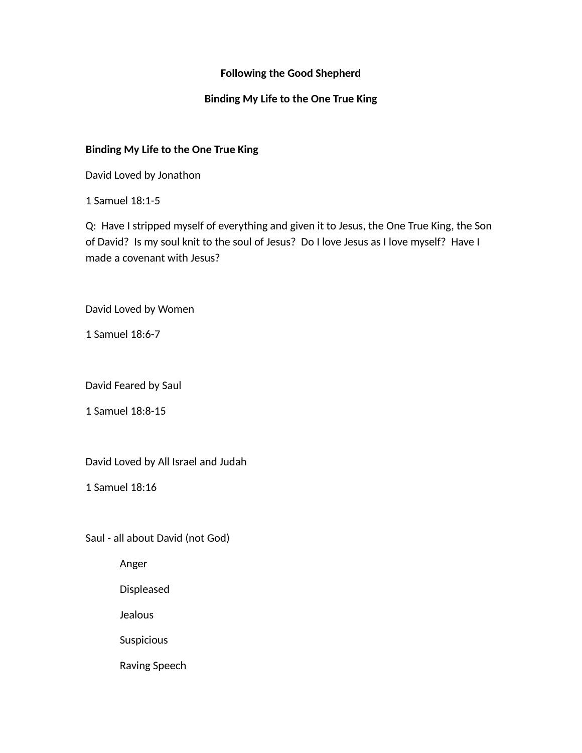**Following the Good Shepherd**

**Binding My Life to the One True King**

**Binding My Life to the One True King**

David Loved by Jonathon

1 Samuel 18:1-5

Q:  Have I stripped myself of everything and given it to Jesus, the One True King, the Son of David?  Is my soul knit to the soul of Jesus?  Do I love Jesus as I love myself?  Have I made a covenant with Jesus?

David Loved by Women

1 Samuel 18:6-7

David Feared by Saul

1 Samuel 18:8-15

David Loved by All Israel and Judah

1 Samuel 18:16

Saul - all about David (not God)

- Anger
- Displeased
- Jealous
- Suspicious
- Raving Speech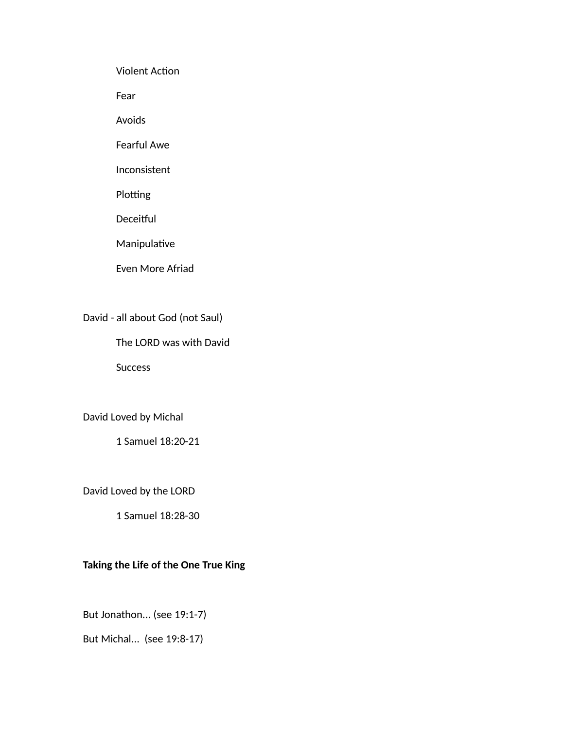Violent Action

Fear

Avoids

Fearful Awe

Inconsistent

Plotting

Deceitful

Manipulative

Even More Afriad

David - all about God (not Saul)

The LORD was with David

Success

David Loved by Michal

1 Samuel 18:20-21

David Loved by the LORD

1 Samuel 18:28-30

**Taking the Life of the One True King**

But Jonathon... (see 19:1-7)

But Michal... (see 19:8-17)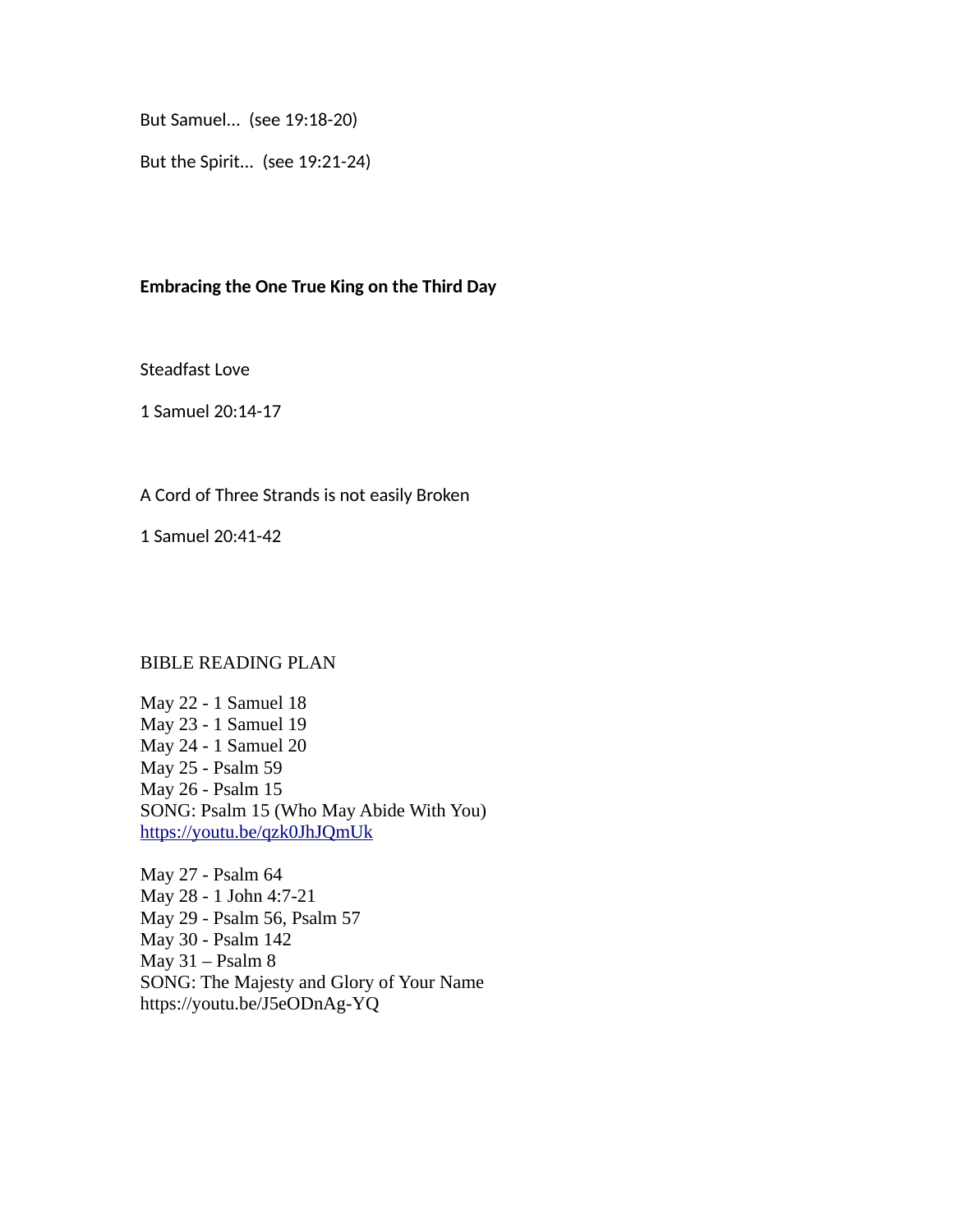But Samuel… (see 19:18-20)

But the Spirit… (see 19:21-24)

**Embracing the One True King on the Third Day**

Steadfast Love

1 Samuel 20:14-17

A Cord of Three Strands is not easily Broken

1 Samuel 20:41-42

BIBLE READING PLAN

May 22 - 1 Samuel 18
May 23 - 1 Samuel 19
May 24 - 1 Samuel 20
May 25 - Psalm 59
May 26 - Psalm 15
SONG: Psalm 15 (Who May Abide With You)
https://youtu.be/qzk0JhJQmUk

May 27 - Psalm 64
May 28 - 1 John 4:7-21
May 29 - Psalm 56, Psalm 57
May 30 - Psalm 142
May 31 – Psalm 8
SONG: The Majesty and Glory of Your Name
https://youtu.be/J5eODnAg-YQ